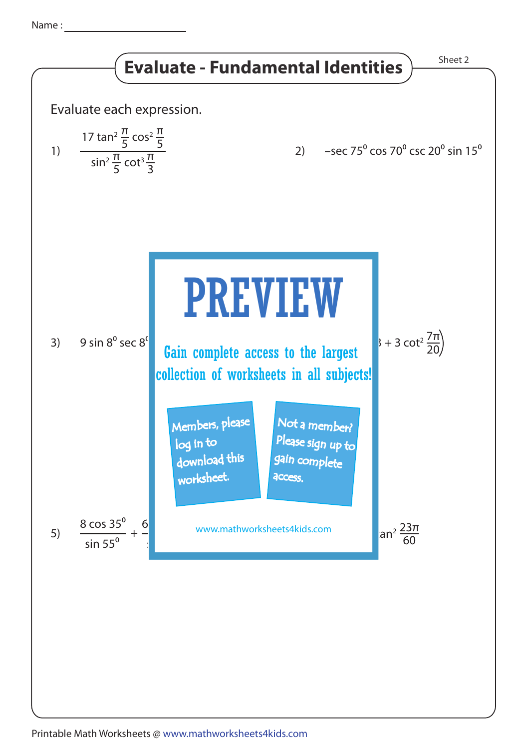Name : ____________________

# Evaluate - Fundamental Identities

Sheet 2

Evaluate each expression.

1) $\dfrac{17 \tan^2 \frac{\pi}{5} \cos^2 \frac{\pi}{5}}{\sin^2 \frac{\pi}{5} \cot^3 \frac{\pi}{3}}$

2) $-\sec 75^0 \cos 70^0 \csc 20^0 \sin 15^0$

# PREVIEW

Gain complete access to the largest collection of worksheets in all subjects!

Members, please log in to download this worksheet.

Not a member? Please sign up to gain complete access.

www.mathworksheets4kids.com

3) $9 \sin 8^0 \sec 8^0$

$+ 3 \cot^2 \frac{7\pi}{20}\big)$

5) $\dfrac{8 \cos 35^0}{\sin 55^0} + 6$

$\tan^2 \frac{23\pi}{60}$

Printable Math Worksheets @ www.mathworksheets4kids.com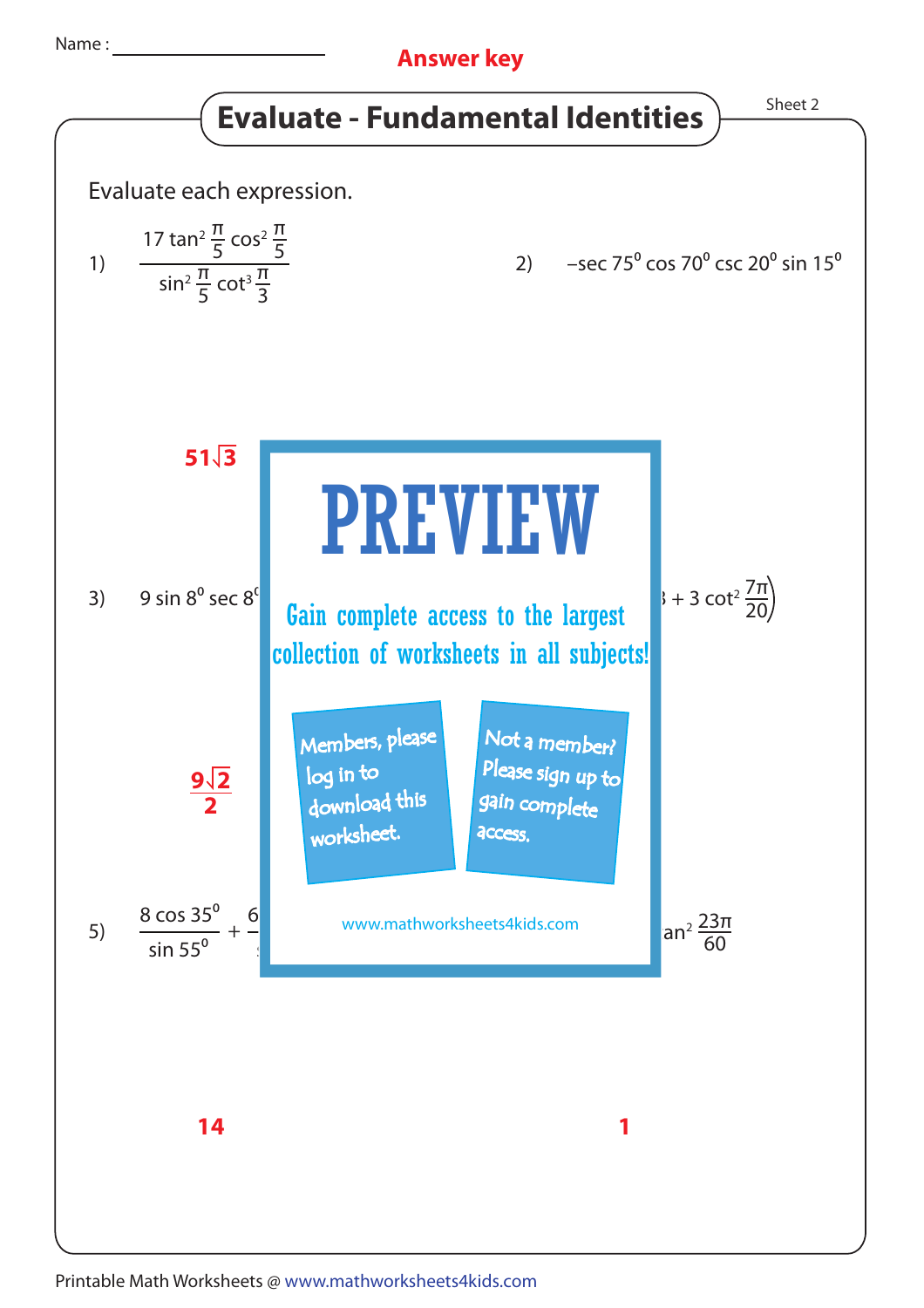Name : ____________________

**Answer key**

# Evaluate - Fundamental Identities

Sheet 2

Evaluate each expression.

1) $\dfrac{17\tan^2\frac{\pi}{5}\cos^2\frac{\pi}{5}}{\sin^2\frac{\pi}{5}\cot^3\frac{\pi}{3}}$

2) $-\sec 75^0 \cos 70^0 \csc 20^0 \sin 15^0$

**$51\sqrt{3}$**

# PREVIEW

Gain complete access to the largest collection of worksheets in all subjects!

Members, please log in to download this worksheet.

Not a member? Please sign up to gain complete access.

www.mathworksheets4kids.com

3) $9 \sin 8^0 \sec 8^0$

$+ 3\cot^2\frac{7\pi}{20})$

**$\dfrac{9\sqrt{2}}{2}$**

5) $\dfrac{8\cos 35^0}{\sin 55^0} + 6$

$\tan^2\frac{23\pi}{60}$

**14**

**1**

Printable Math Worksheets @ www.mathworksheets4kids.com